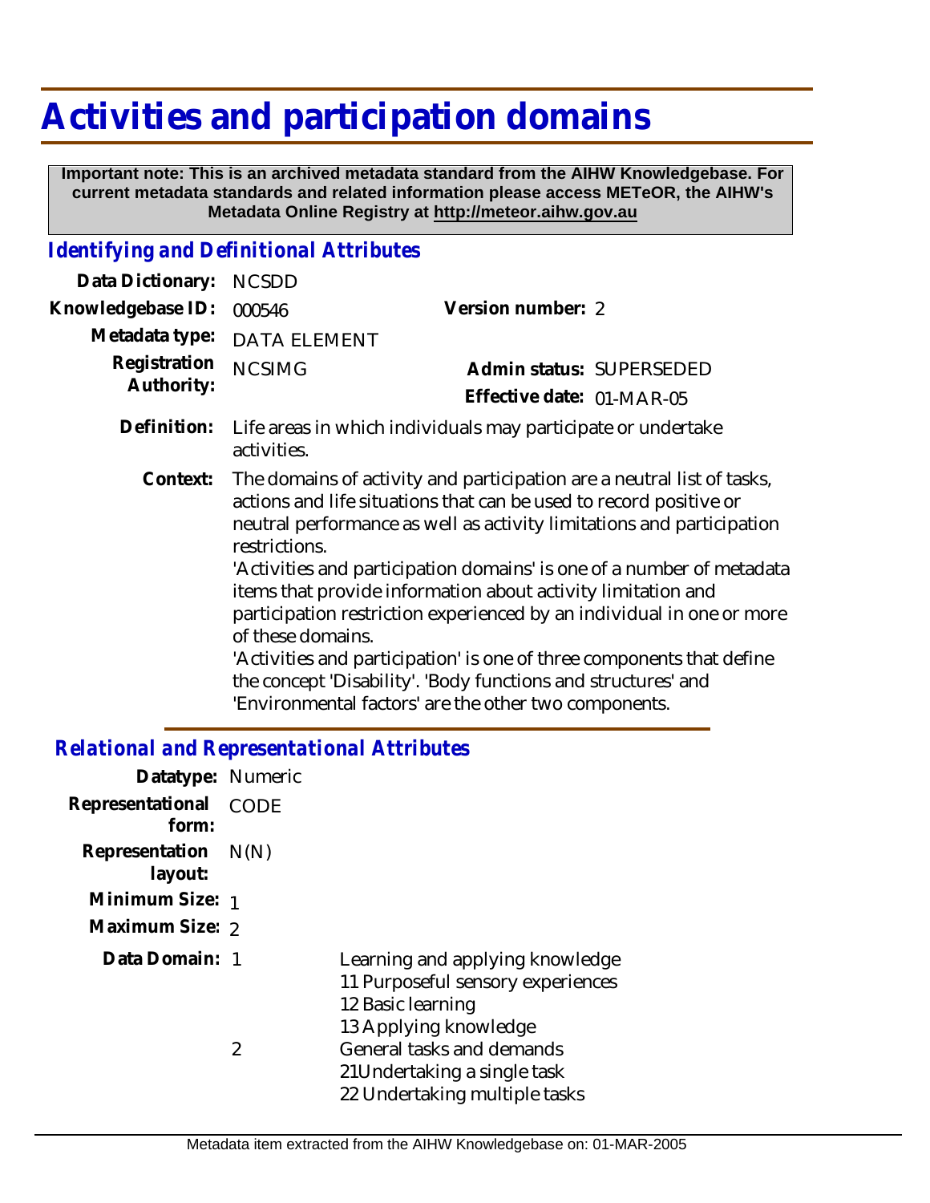# Activities and participation domains

**Important note: This is an archived metadata standard from the AIHW Knowledgebase. For current metadata standards and related information please access METeOR, the AIHW's Metadata Online Registry at http://meteor.aihw.gov.au**

## *Identifying and Definitional Attributes*

**Data Dictionary:** NCSDD

**Knowledgebase ID:** 000546

**Version number:** 2

**Metadata type:** DATA ELEMENT

**Registration Authority:** NCSIMG

**Admin status:** SUPERSEDED

**Effective date:** 01-MAR-05

**Definition:** Life areas in which individuals may participate or undertake activities.

**Context:** The domains of activity and participation are a neutral list of tasks, actions and life situations that can be used to record positive or neutral performance as well as activity limitations and participation restrictions.
'Activities and participation domains' is one of a number of metadata items that provide information about activity limitation and participation restriction experienced by an individual in one or more of these domains.
'Activities and participation' is one of three components that define the concept 'Disability'. 'Body functions and structures' and 'Environmental factors' are the other two components.

## *Relational and Representational Attributes*

**Datatype:** Numeric

**Representational form:** CODE

**Representation layout:** N(N)

**Minimum Size:** 1

**Maximum Size:** 2

**Data Domain:**

1 Learning and applying knowledge
11 Purposeful sensory experiences
12 Basic learning
13 Applying knowledge

2 General tasks and demands
21Undertaking a single task
22 Undertaking multiple tasks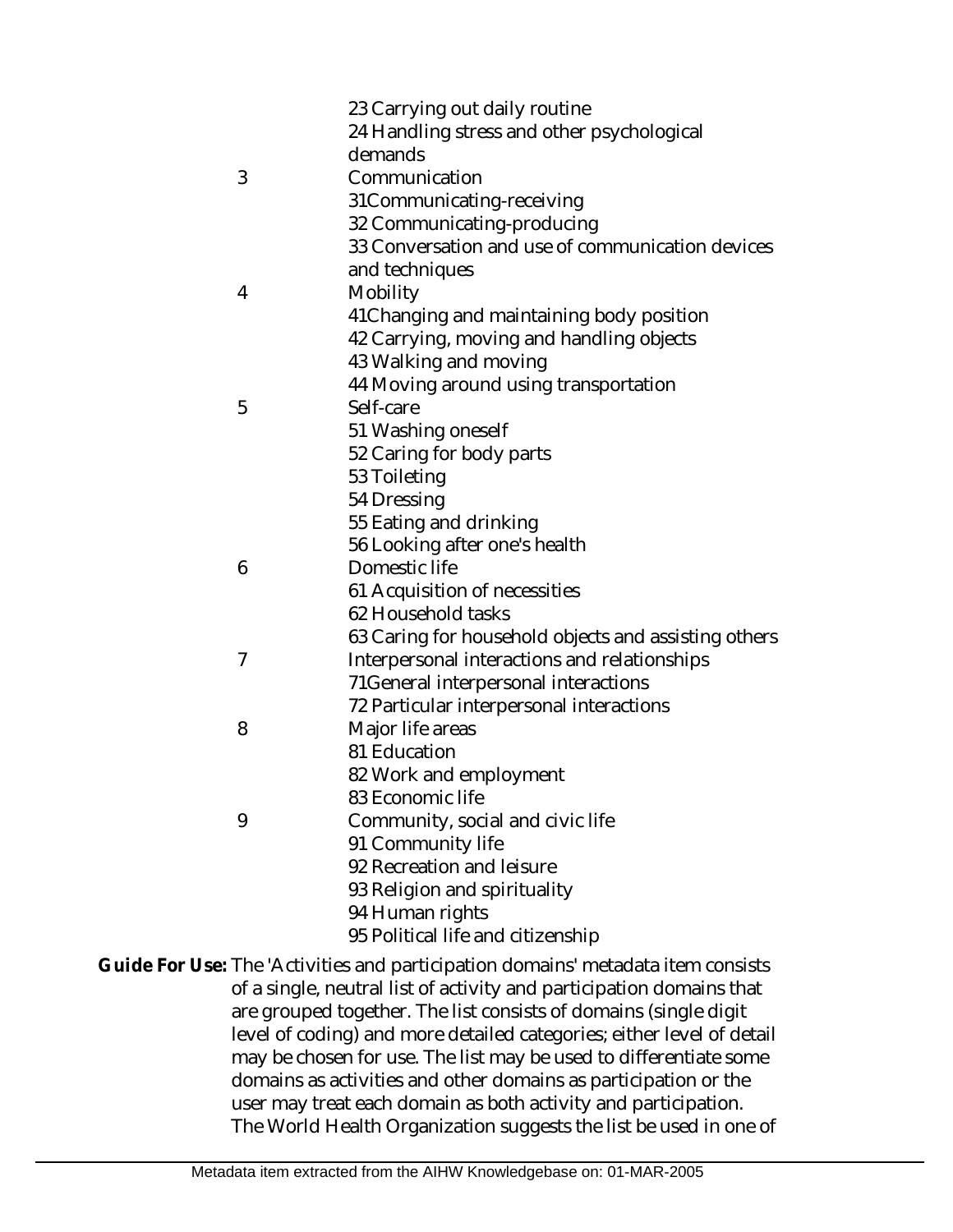| | |
|---|---|
| | 23 Carrying out daily routine |
| | 24 Handling stress and other psychological demands |
| 3 | Communication |
| | 31Communicating-receiving |
| | 32 Communicating-producing |
| | 33 Conversation and use of communication devices and techniques |
| 4 | Mobility |
| | 41Changing and maintaining body position |
| | 42 Carrying, moving and handling objects |
| | 43 Walking and moving |
| | 44 Moving around using transportation |
| 5 | Self-care |
| | 51 Washing oneself |
| | 52 Caring for body parts |
| | 53 Toileting |
| | 54 Dressing |
| | 55 Eating and drinking |
| | 56 Looking after one's health |
| 6 | Domestic life |
| | 61 Acquisition of necessities |
| | 62 Household tasks |
| | 63 Caring for household objects and assisting others |
| 7 | Interpersonal interactions and relationships |
| | 71General interpersonal interactions |
| | 72 Particular interpersonal interactions |
| 8 | Major life areas |
| | 81 Education |
| | 82 Work and employment |
| | 83 Economic life |
| 9 | Community, social and civic life |
| | 91 Community life |
| | 92 Recreation and leisure |
| | 93 Religion and spirituality |
| | 94 Human rights |
| | 95 Political life and citizenship |

**Guide For Use:** The 'Activities and participation domains' metadata item consists of a single, neutral list of activity and participation domains that are grouped together. The list consists of domains (single digit level of coding) and more detailed categories; either level of detail may be chosen for use. The list may be used to differentiate some domains as activities and other domains as participation or the user may treat each domain as both activity and participation. The World Health Organization suggests the list be used in one of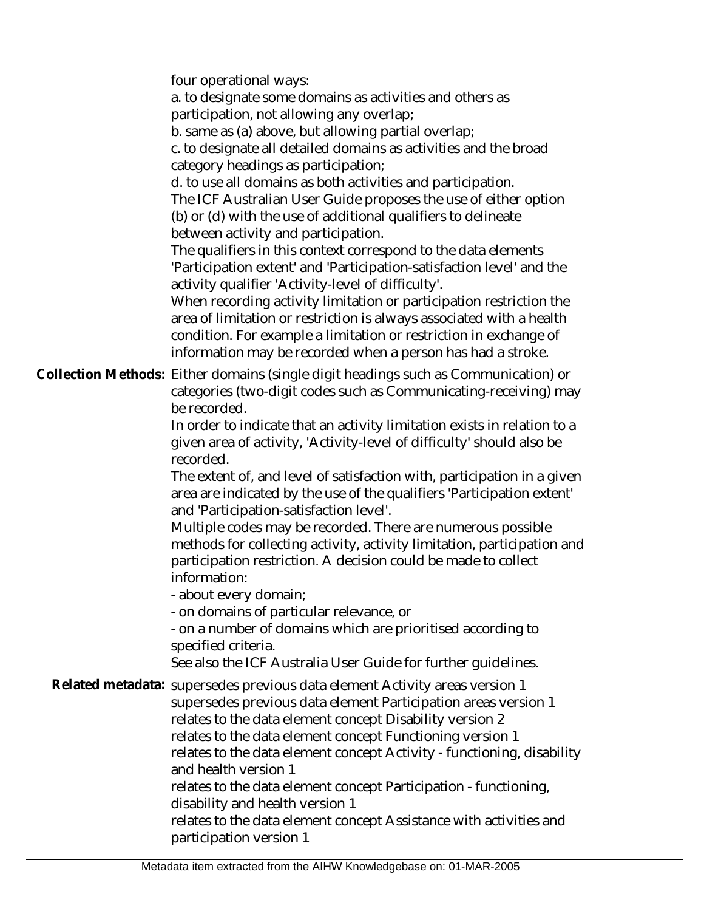four operational ways:
a. to designate some domains as activities and others as participation, not allowing any overlap;
b. same as (a) above, but allowing partial overlap;
c. to designate all detailed domains as activities and the broad category headings as participation;
d. to use all domains as both activities and participation.
The ICF Australian User Guide proposes the use of either option (b) or (d) with the use of additional qualifiers to delineate between activity and participation.
The qualifiers in this context correspond to the data elements 'Participation extent' and 'Participation-satisfaction level' and the activity qualifier 'Activity-level of difficulty'.
When recording activity limitation or participation restriction the area of limitation or restriction is always associated with a health condition. For example a limitation or restriction in exchange of information may be recorded when a person has had a stroke.

**Collection Methods:** Either domains (single digit headings such as Communication) or categories (two-digit codes such as Communicating-receiving) may be recorded.
In order to indicate that an activity limitation exists in relation to a given area of activity, 'Activity-level of difficulty' should also be recorded.
The extent of, and level of satisfaction with, participation in a given area are indicated by the use of the qualifiers 'Participation extent' and 'Participation-satisfaction level'.
Multiple codes may be recorded. There are numerous possible methods for collecting activity, activity limitation, participation and participation restriction. A decision could be made to collect information:
- about every domain;
- on domains of particular relevance, or
- on a number of domains which are prioritised according to specified criteria.

See also the ICF Australia User Guide for further guidelines.

**Related metadata:** supersedes previous data element Activity areas version 1
supersedes previous data element Participation areas version 1
relates to the data element concept Disability version 2
relates to the data element concept Functioning version 1
relates to the data element concept Activity - functioning, disability and health version 1
relates to the data element concept Participation - functioning, disability and health version 1
relates to the data element concept Assistance with activities and participation version 1

Metadata item extracted from the AIHW Knowledgebase on: 01-MAR-2005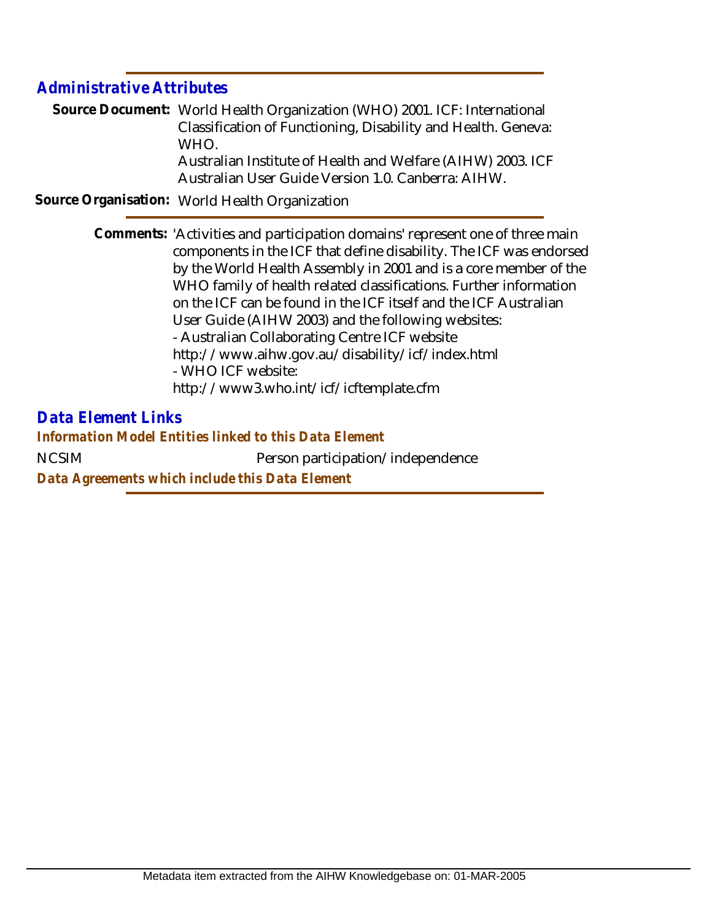## Administrative Attributes

**Source Document:** World Health Organization (WHO) 2001. ICF: International Classification of Functioning, Disability and Health. Geneva: WHO.
Australian Institute of Health and Welfare (AIHW) 2003. ICF Australian User Guide Version 1.0. Canberra: AIHW.

**Source Organisation:** World Health Organization

**Comments:** 'Activities and participation domains' represent one of three main components in the ICF that define disability. The ICF was endorsed by the World Health Assembly in 2001 and is a core member of the WHO family of health related classifications. Further information on the ICF can be found in the ICF itself and the ICF Australian User Guide (AIHW 2003) and the following websites:
- Australian Collaborating Centre ICF website
http://www.aihw.gov.au/disability/icf/index.html
- WHO ICF website:
http://www3.who.int/icf/icftemplate.cfm

## Data Element Links

### Information Model Entities linked to this Data Element

| | |
|---|---|
| NCSIM | Person participation/independence |

### Data Agreements which include this Data Element

Metadata item extracted from the AIHW Knowledgebase on: 01-MAR-2005